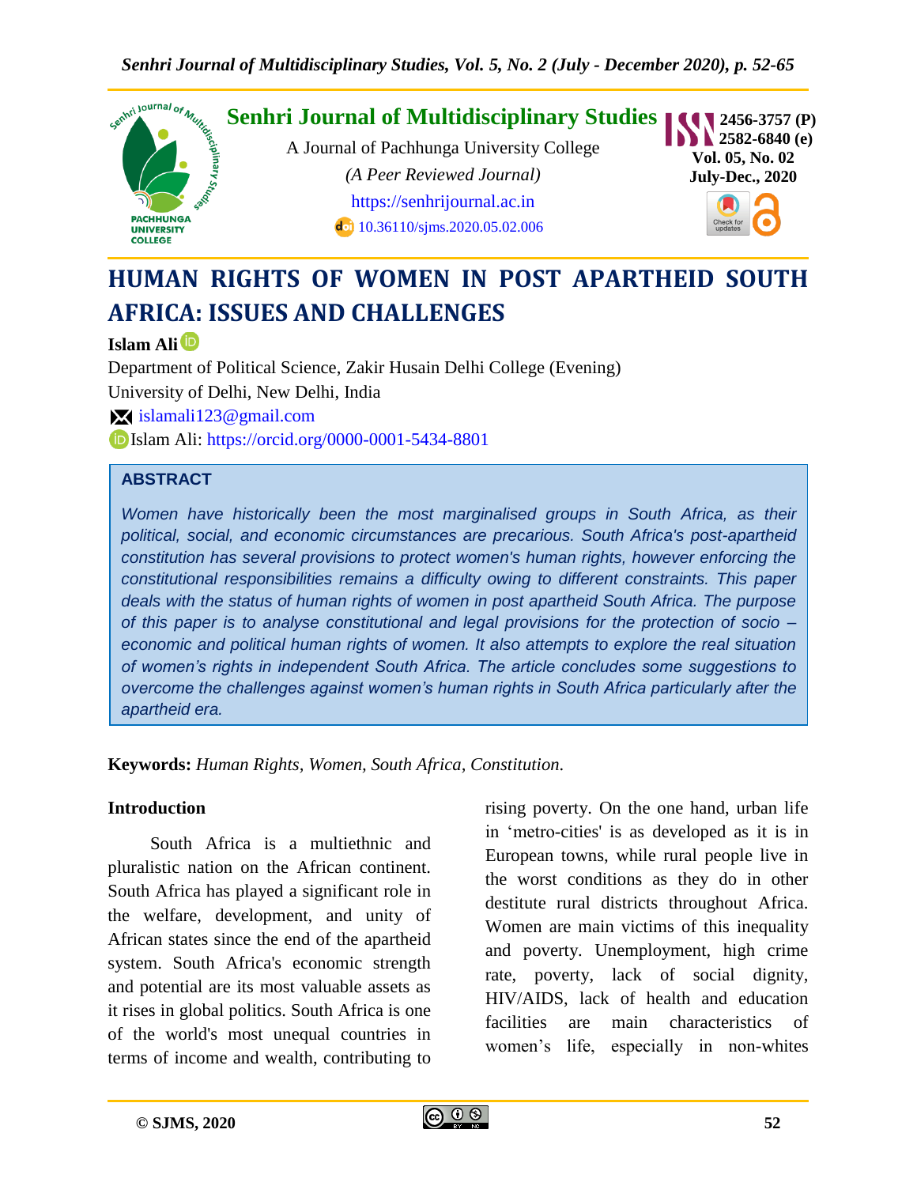# Senhri Journal of Multidisciplinary Studies

A Journal of Pachhunga University College

*(A Peer Reviewed Journal)*

https://senhrijournal.ac.in

10.36110/sjms.2020.05.02.006

ISSN 2456-3757 (P) 2582-6840 (e)

Vol. 05, No. 02 July-Dec., 2020

# HUMAN RIGHTS OF WOMEN IN POST APARTHEID SOUTH AFRICA: ISSUES AND CHALLENGES

**Islam Ali**

Department of Political Science, Zakir Husain Delhi College (Evening)
University of Delhi, New Delhi, India

islamali123@gmail.com

Islam Ali: https://orcid.org/0000-0001-5434-8801

## ABSTRACT

*Women have historically been the most marginalised groups in South Africa, as their political, social, and economic circumstances are precarious. South Africa's post-apartheid constitution has several provisions to protect women's human rights, however enforcing the constitutional responsibilities remains a difficulty owing to different constraints. This paper deals with the status of human rights of women in post apartheid South Africa. The purpose of this paper is to analyse constitutional and legal provisions for the protection of socio – economic and political human rights of women. It also attempts to explore the real situation of women's rights in independent South Africa. The article concludes some suggestions to overcome the challenges against women's human rights in South Africa particularly after the apartheid era.*

**Keywords:** *Human Rights, Women, South Africa, Constitution.*

## Introduction

South Africa is a multiethnic and pluralistic nation on the African continent. South Africa has played a significant role in the welfare, development, and unity of African states since the end of the apartheid system. South Africa's economic strength and potential are its most valuable assets as it rises in global politics. South Africa is one of the world's most unequal countries in terms of income and wealth, contributing to rising poverty. On the one hand, urban life in 'metro-cities' is as developed as it is in European towns, while rural people live in the worst conditions as they do in other destitute rural districts throughout Africa. Women are main victims of this inequality and poverty. Unemployment, high crime rate, poverty, lack of social dignity, HIV/AIDS, lack of health and education facilities are main characteristics of women's life, especially in non-whites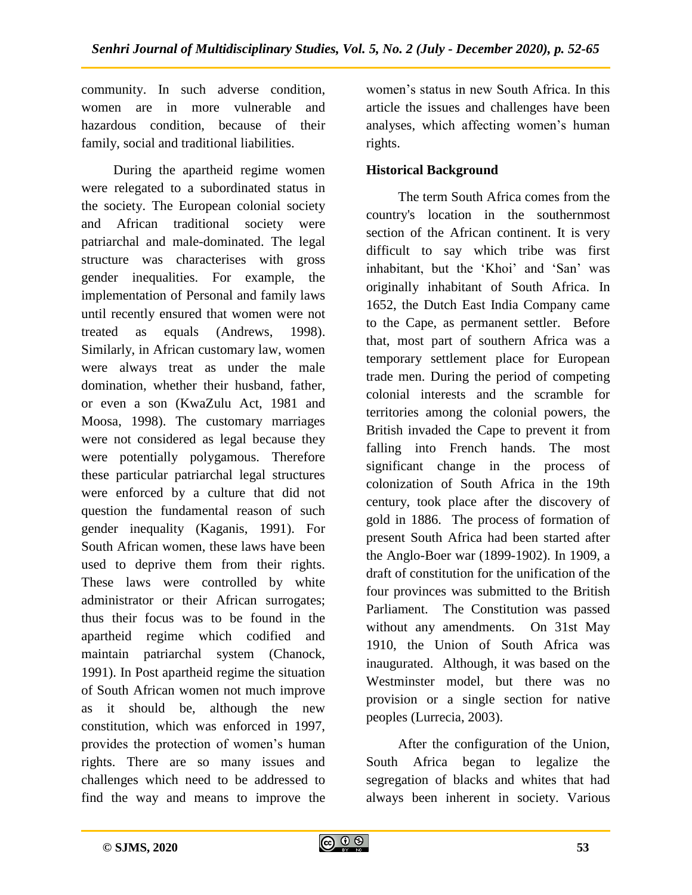community. In such adverse condition, women are in more vulnerable and hazardous condition, because of their family, social and traditional liabilities.

During the apartheid regime women were relegated to a subordinated status in the society. The European colonial society and African traditional society were patriarchal and male-dominated. The legal structure was characterises with gross gender inequalities. For example, the implementation of Personal and family laws until recently ensured that women were not treated as equals (Andrews, 1998). Similarly, in African customary law, women were always treat as under the male domination, whether their husband, father, or even a son (KwaZulu Act, 1981 and Moosa, 1998). The customary marriages were not considered as legal because they were potentially polygamous. Therefore these particular patriarchal legal structures were enforced by a culture that did not question the fundamental reason of such gender inequality (Kaganis, 1991). For South African women, these laws have been used to deprive them from their rights. These laws were controlled by white administrator or their African surrogates; thus their focus was to be found in the apartheid regime which codified and maintain patriarchal system (Chanock, 1991). In Post apartheid regime the situation of South African women not much improve as it should be, although the new constitution, which was enforced in 1997, provides the protection of women's human rights. There are so many issues and challenges which need to be addressed to find the way and means to improve the women's status in new South Africa. In this article the issues and challenges have been analyses, which affecting women's human rights.

## Historical Background

The term South Africa comes from the country's location in the southernmost section of the African continent. It is very difficult to say which tribe was first inhabitant, but the 'Khoi' and 'San' was originally inhabitant of South Africa. In 1652, the Dutch East India Company came to the Cape, as permanent settler. Before that, most part of southern Africa was a temporary settlement place for European trade men. During the period of competing colonial interests and the scramble for territories among the colonial powers, the British invaded the Cape to prevent it from falling into French hands. The most significant change in the process of colonization of South Africa in the 19th century, took place after the discovery of gold in 1886. The process of formation of present South Africa had been started after the Anglo-Boer war (1899-1902). In 1909, a draft of constitution for the unification of the four provinces was submitted to the British Parliament. The Constitution was passed without any amendments. On 31st May 1910, the Union of South Africa was inaugurated. Although, it was based on the Westminster model, but there was no provision or a single section for native peoples (Lurrecia, 2003).

After the configuration of the Union, South Africa began to legalize the segregation of blacks and whites that had always been inherent in society. Various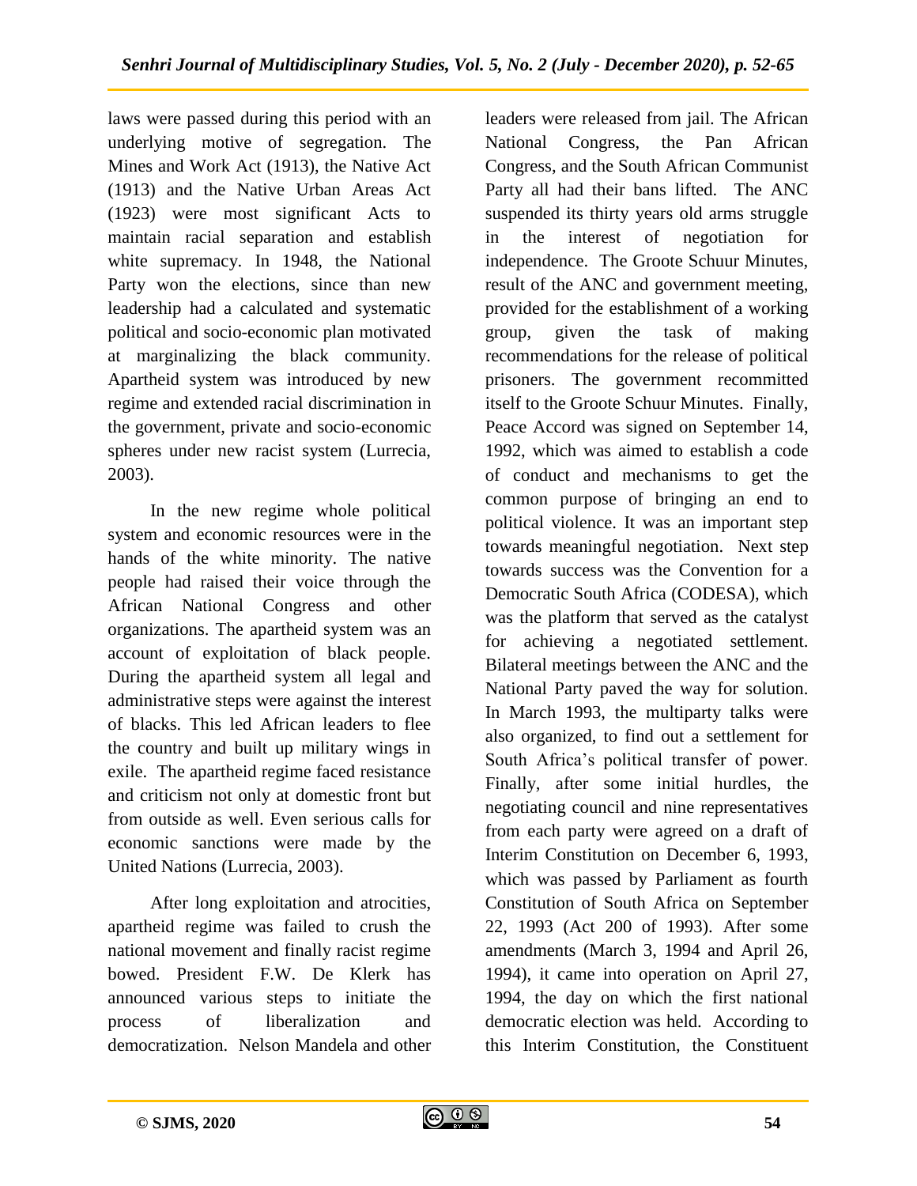laws were passed during this period with an underlying motive of segregation. The Mines and Work Act (1913), the Native Act (1913) and the Native Urban Areas Act (1923) were most significant Acts to maintain racial separation and establish white supremacy. In 1948, the National Party won the elections, since than new leadership had a calculated and systematic political and socio-economic plan motivated at marginalizing the black community. Apartheid system was introduced by new regime and extended racial discrimination in the government, private and socio-economic spheres under new racist system (Lurrecia, 2003).

In the new regime whole political system and economic resources were in the hands of the white minority. The native people had raised their voice through the African National Congress and other organizations. The apartheid system was an account of exploitation of black people. During the apartheid system all legal and administrative steps were against the interest of blacks. This led African leaders to flee the country and built up military wings in exile. The apartheid regime faced resistance and criticism not only at domestic front but from outside as well. Even serious calls for economic sanctions were made by the United Nations (Lurrecia, 2003).

After long exploitation and atrocities, apartheid regime was failed to crush the national movement and finally racist regime bowed. President F.W. De Klerk has announced various steps to initiate the process of liberalization and democratization. Nelson Mandela and other leaders were released from jail. The African National Congress, the Pan African Congress, and the South African Communist Party all had their bans lifted. The ANC suspended its thirty years old arms struggle in the interest of negotiation for independence. The Groote Schuur Minutes, result of the ANC and government meeting, provided for the establishment of a working group, given the task of making recommendations for the release of political prisoners. The government recommitted itself to the Groote Schuur Minutes. Finally, Peace Accord was signed on September 14, 1992, which was aimed to establish a code of conduct and mechanisms to get the common purpose of bringing an end to political violence. It was an important step towards meaningful negotiation. Next step towards success was the Convention for a Democratic South Africa (CODESA), which was the platform that served as the catalyst for achieving a negotiated settlement. Bilateral meetings between the ANC and the National Party paved the way for solution. In March 1993, the multiparty talks were also organized, to find out a settlement for South Africa's political transfer of power. Finally, after some initial hurdles, the negotiating council and nine representatives from each party were agreed on a draft of Interim Constitution on December 6, 1993, which was passed by Parliament as fourth Constitution of South Africa on September 22, 1993 (Act 200 of 1993). After some amendments (March 3, 1994 and April 26, 1994), it came into operation on April 27, 1994, the day on which the first national democratic election was held. According to this Interim Constitution, the Constituent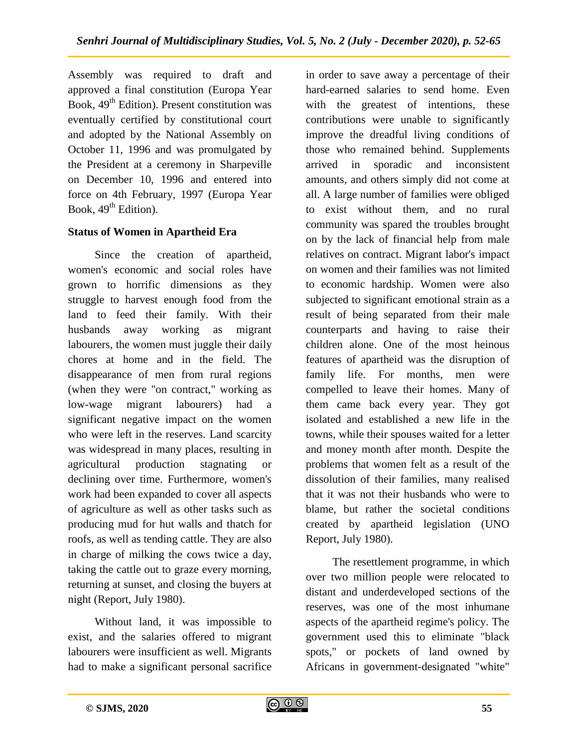Assembly was required to draft and approved a final constitution (Europa Year Book, 49th Edition). Present constitution was eventually certified by constitutional court and adopted by the National Assembly on October 11, 1996 and was promulgated by the President at a ceremony in Sharpeville on December 10, 1996 and entered into force on 4th February, 1997 (Europa Year Book, 49th Edition).

### Status of Women in Apartheid Era

Since the creation of apartheid, women's economic and social roles have grown to horrific dimensions as they struggle to harvest enough food from the land to feed their family. With their husbands away working as migrant labourers, the women must juggle their daily chores at home and in the field. The disappearance of men from rural regions (when they were "on contract," working as low-wage migrant labourers) had a significant negative impact on the women who were left in the reserves. Land scarcity was widespread in many places, resulting in agricultural production stagnating or declining over time. Furthermore, women's work had been expanded to cover all aspects of agriculture as well as other tasks such as producing mud for hut walls and thatch for roofs, as well as tending cattle. They are also in charge of milking the cows twice a day, taking the cattle out to graze every morning, returning at sunset, and closing the buyers at night (Report, July 1980).

Without land, it was impossible to exist, and the salaries offered to migrant labourers were insufficient as well. Migrants had to make a significant personal sacrifice in order to save away a percentage of their hard-earned salaries to send home. Even with the greatest of intentions, these contributions were unable to significantly improve the dreadful living conditions of those who remained behind. Supplements arrived in sporadic and inconsistent amounts, and others simply did not come at all. A large number of families were obliged to exist without them, and no rural community was spared the troubles brought on by the lack of financial help from male relatives on contract. Migrant labor's impact on women and their families was not limited to economic hardship. Women were also subjected to significant emotional strain as a result of being separated from their male counterparts and having to raise their children alone. One of the most heinous features of apartheid was the disruption of family life. For months, men were compelled to leave their homes. Many of them came back every year. They got isolated and established a new life in the towns, while their spouses waited for a letter and money month after month. Despite the problems that women felt as a result of the dissolution of their families, many realised that it was not their husbands who were to blame, but rather the societal conditions created by apartheid legislation (UNO Report, July 1980).

The resettlement programme, in which over two million people were relocated to distant and underdeveloped sections of the reserves, was one of the most inhumane aspects of the apartheid regime's policy. The government used this to eliminate "black spots," or pockets of land owned by Africans in government-designated "white"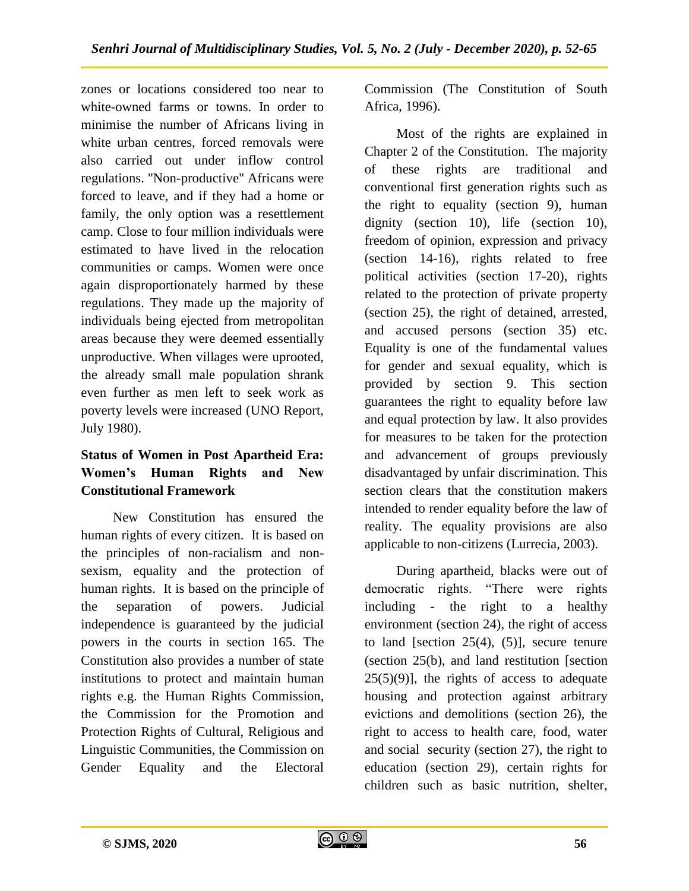zones or locations considered too near to white-owned farms or towns. In order to minimise the number of Africans living in white urban centres, forced removals were also carried out under inflow control regulations. "Non-productive" Africans were forced to leave, and if they had a home or family, the only option was a resettlement camp. Close to four million individuals were estimated to have lived in the relocation communities or camps. Women were once again disproportionately harmed by these regulations. They made up the majority of individuals being ejected from metropolitan areas because they were deemed essentially unproductive. When villages were uprooted, the already small male population shrank even further as men left to seek work as poverty levels were increased (UNO Report, July 1980).

**Status of Women in Post Apartheid Era: Women's Human Rights and New Constitutional Framework**

New Constitution has ensured the human rights of every citizen. It is based on the principles of non-racialism and non-sexism, equality and the protection of human rights. It is based on the principle of the separation of powers. Judicial independence is guaranteed by the judicial powers in the courts in section 165. The Constitution also provides a number of state institutions to protect and maintain human rights e.g. the Human Rights Commission, the Commission for the Promotion and Protection Rights of Cultural, Religious and Linguistic Communities, the Commission on Gender Equality and the Electoral Commission (The Constitution of South Africa, 1996).

Most of the rights are explained in Chapter 2 of the Constitution. The majority of these rights are traditional and conventional first generation rights such as the right to equality (section 9), human dignity (section 10), life (section 10), freedom of opinion, expression and privacy (section 14-16), rights related to free political activities (section 17-20), rights related to the protection of private property (section 25), the right of detained, arrested, and accused persons (section 35) etc. Equality is one of the fundamental values for gender and sexual equality, which is provided by section 9. This section guarantees the right to equality before law and equal protection by law. It also provides for measures to be taken for the protection and advancement of groups previously disadvantaged by unfair discrimination. This section clears that the constitution makers intended to render equality before the law of reality. The equality provisions are also applicable to non-citizens (Lurrecia, 2003).

During apartheid, blacks were out of democratic rights. "There were rights including - the right to a healthy environment (section 24), the right of access to land [section 25(4), (5)], secure tenure (section 25(b), and land restitution [section 25(5)(9)], the rights of access to adequate housing and protection against arbitrary evictions and demolitions (section 26), the right to access to health care, food, water and social security (section 27), the right to education (section 29), certain rights for children such as basic nutrition, shelter,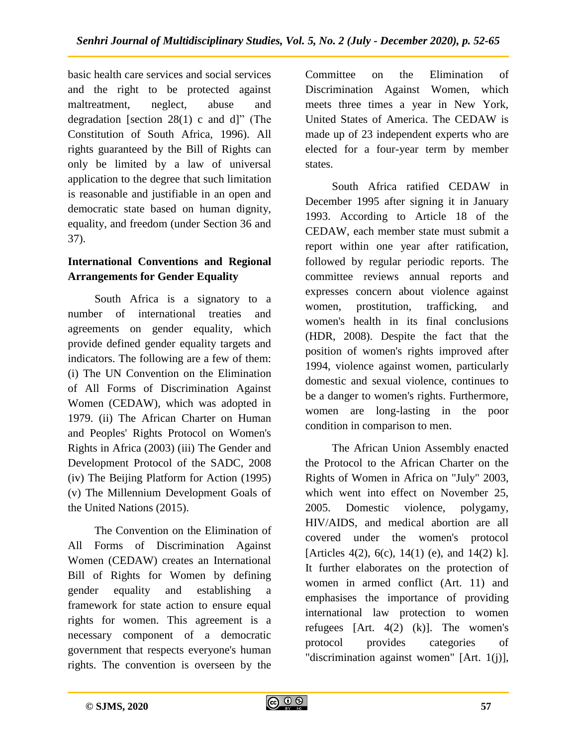basic health care services and social services and the right to be protected against maltreatment, neglect, abuse and degradation [section 28(1) c and d]" (The Constitution of South Africa, 1996). All rights guaranteed by the Bill of Rights can only be limited by a law of universal application to the degree that such limitation is reasonable and justifiable in an open and democratic state based on human dignity, equality, and freedom (under Section 36 and 37).

### International Conventions and Regional Arrangements for Gender Equality

South Africa is a signatory to a number of international treaties and agreements on gender equality, which provide defined gender equality targets and indicators. The following are a few of them: (i) The UN Convention on the Elimination of All Forms of Discrimination Against Women (CEDAW), which was adopted in 1979. (ii) The African Charter on Human and Peoples' Rights Protocol on Women's Rights in Africa (2003) (iii) The Gender and Development Protocol of the SADC, 2008 (iv) The Beijing Platform for Action (1995) (v) The Millennium Development Goals of the United Nations (2015).

The Convention on the Elimination of All Forms of Discrimination Against Women (CEDAW) creates an International Bill of Rights for Women by defining gender equality and establishing a framework for state action to ensure equal rights for women. This agreement is a necessary component of a democratic government that respects everyone's human rights. The convention is overseen by the Committee on the Elimination of Discrimination Against Women, which meets three times a year in New York, United States of America. The CEDAW is made up of 23 independent experts who are elected for a four-year term by member states.

South Africa ratified CEDAW in December 1995 after signing it in January 1993. According to Article 18 of the CEDAW, each member state must submit a report within one year after ratification, followed by regular periodic reports. The committee reviews annual reports and expresses concern about violence against women, prostitution, trafficking, and women's health in its final conclusions (HDR, 2008). Despite the fact that the position of women's rights improved after 1994, violence against women, particularly domestic and sexual violence, continues to be a danger to women's rights. Furthermore, women are long-lasting in the poor condition in comparison to men.

The African Union Assembly enacted the Protocol to the African Charter on the Rights of Women in Africa on "July" 2003, which went into effect on November 25, 2005. Domestic violence, polygamy, HIV/AIDS, and medical abortion are all covered under the women's protocol [Articles 4(2), 6(c), 14(1) (e), and 14(2) k]. It further elaborates on the protection of women in armed conflict (Art. 11) and emphasises the importance of providing international law protection to women refugees [Art. 4(2) (k)]. The women's protocol provides categories of "discrimination against women" [Art. 1(j)],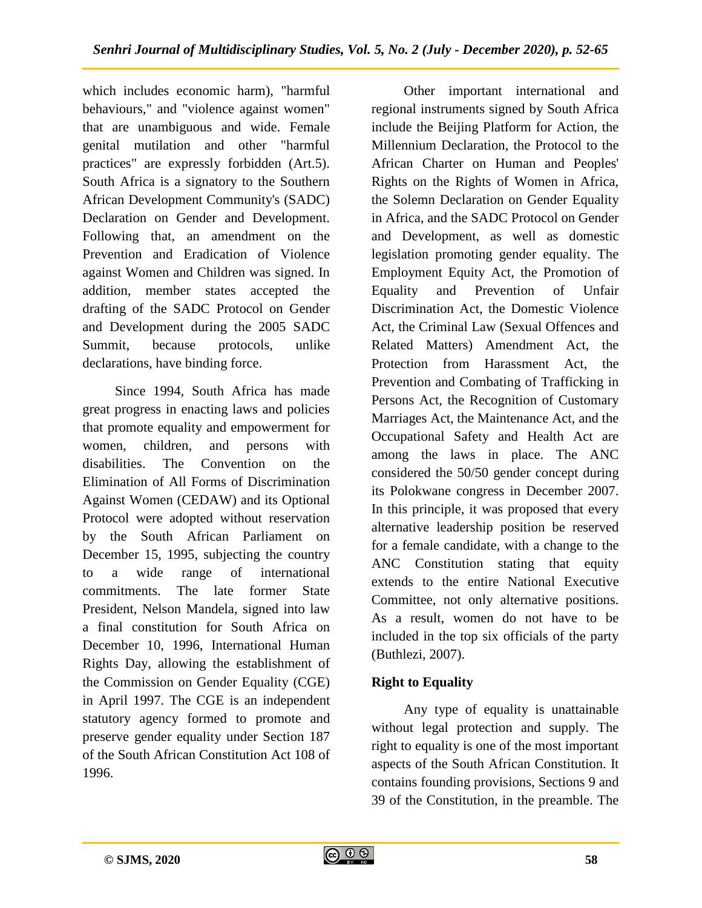which includes economic harm), "harmful behaviours," and "violence against women" that are unambiguous and wide. Female genital mutilation and other "harmful practices" are expressly forbidden (Art.5). South Africa is a signatory to the Southern African Development Community's (SADC) Declaration on Gender and Development. Following that, an amendment on the Prevention and Eradication of Violence against Women and Children was signed. In addition, member states accepted the drafting of the SADC Protocol on Gender and Development during the 2005 SADC Summit, because protocols, unlike declarations, have binding force.

Since 1994, South Africa has made great progress in enacting laws and policies that promote equality and empowerment for women, children, and persons with disabilities. The Convention on the Elimination of All Forms of Discrimination Against Women (CEDAW) and its Optional Protocol were adopted without reservation by the South African Parliament on December 15, 1995, subjecting the country to a wide range of international commitments. The late former State President, Nelson Mandela, signed into law a final constitution for South Africa on December 10, 1996, International Human Rights Day, allowing the establishment of the Commission on Gender Equality (CGE) in April 1997. The CGE is an independent statutory agency formed to promote and preserve gender equality under Section 187 of the South African Constitution Act 108 of 1996.

Other important international and regional instruments signed by South Africa include the Beijing Platform for Action, the Millennium Declaration, the Protocol to the African Charter on Human and Peoples' Rights on the Rights of Women in Africa, the Solemn Declaration on Gender Equality in Africa, and the SADC Protocol on Gender and Development, as well as domestic legislation promoting gender equality. The Employment Equity Act, the Promotion of Equality and Prevention of Unfair Discrimination Act, the Domestic Violence Act, the Criminal Law (Sexual Offences and Related Matters) Amendment Act, the Protection from Harassment Act, the Prevention and Combating of Trafficking in Persons Act, the Recognition of Customary Marriages Act, the Maintenance Act, and the Occupational Safety and Health Act are among the laws in place. The ANC considered the 50/50 gender concept during its Polokwane congress in December 2007. In this principle, it was proposed that every alternative leadership position be reserved for a female candidate, with a change to the ANC Constitution stating that equity extends to the entire National Executive Committee, not only alternative positions. As a result, women do not have to be included in the top six officials of the party (Buthlezi, 2007).

## Right to Equality

Any type of equality is unattainable without legal protection and supply. The right to equality is one of the most important aspects of the South African Constitution. It contains founding provisions, Sections 9 and 39 of the Constitution, in the preamble. The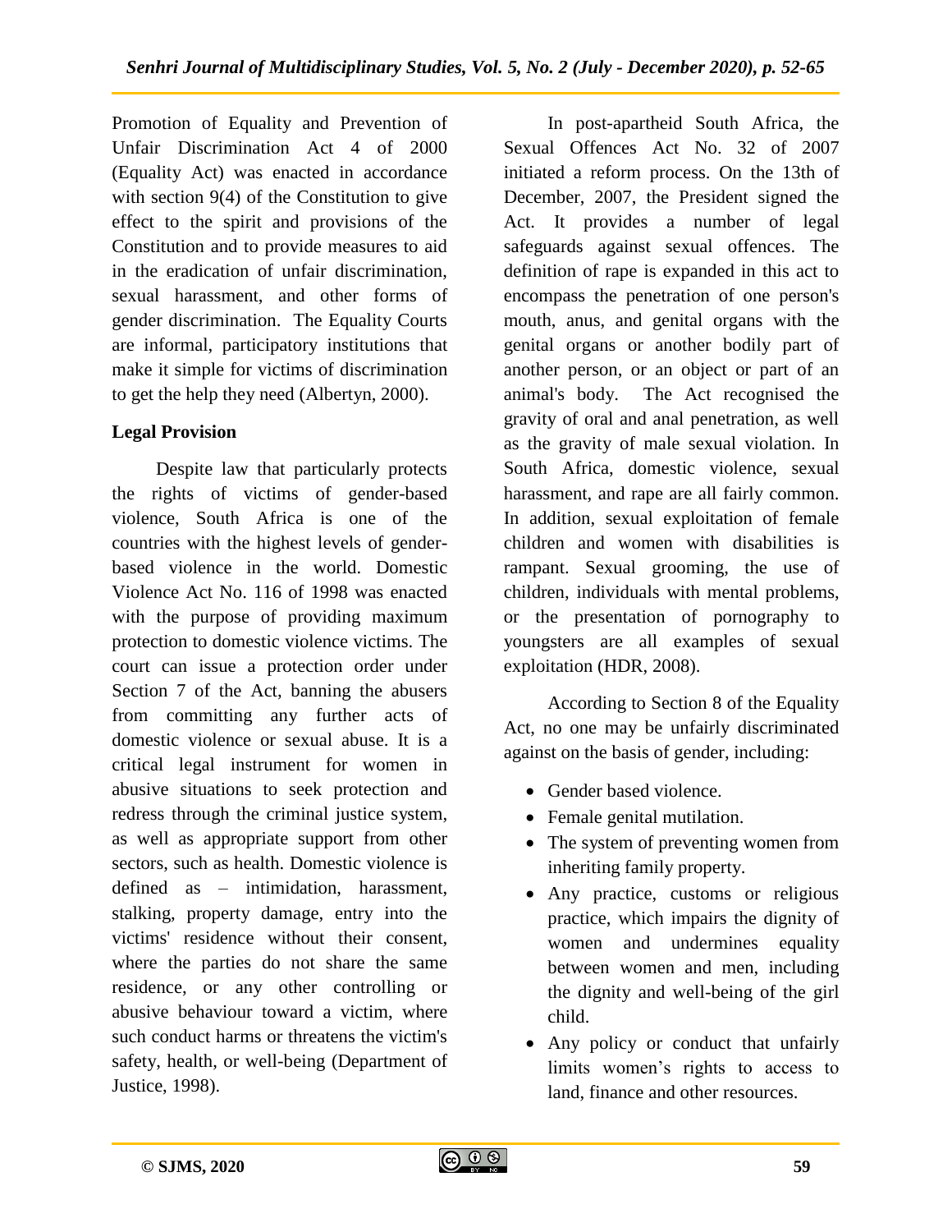Promotion of Equality and Prevention of Unfair Discrimination Act 4 of 2000 (Equality Act) was enacted in accordance with section 9(4) of the Constitution to give effect to the spirit and provisions of the Constitution and to provide measures to aid in the eradication of unfair discrimination, sexual harassment, and other forms of gender discrimination. The Equality Courts are informal, participatory institutions that make it simple for victims of discrimination to get the help they need (Albertyn, 2000).

**Legal Provision**

Despite law that particularly protects the rights of victims of gender-based violence, South Africa is one of the countries with the highest levels of gender-based violence in the world. Domestic Violence Act No. 116 of 1998 was enacted with the purpose of providing maximum protection to domestic violence victims. The court can issue a protection order under Section 7 of the Act, banning the abusers from committing any further acts of domestic violence or sexual abuse. It is a critical legal instrument for women in abusive situations to seek protection and redress through the criminal justice system, as well as appropriate support from other sectors, such as health. Domestic violence is defined as – intimidation, harassment, stalking, property damage, entry into the victims' residence without their consent, where the parties do not share the same residence, or any other controlling or abusive behaviour toward a victim, where such conduct harms or threatens the victim's safety, health, or well-being (Department of Justice, 1998).

In post-apartheid South Africa, the Sexual Offences Act No. 32 of 2007 initiated a reform process. On the 13th of December, 2007, the President signed the Act. It provides a number of legal safeguards against sexual offences. The definition of rape is expanded in this act to encompass the penetration of one person's mouth, anus, and genital organs with the genital organs or another bodily part of another person, or an object or part of an animal's body. The Act recognised the gravity of oral and anal penetration, as well as the gravity of male sexual violation. In South Africa, domestic violence, sexual harassment, and rape are all fairly common. In addition, sexual exploitation of female children and women with disabilities is rampant. Sexual grooming, the use of children, individuals with mental problems, or the presentation of pornography to youngsters are all examples of sexual exploitation (HDR, 2008).

According to Section 8 of the Equality Act, no one may be unfairly discriminated against on the basis of gender, including:

- Gender based violence.
- Female genital mutilation.
- The system of preventing women from inheriting family property.
- Any practice, customs or religious practice, which impairs the dignity of women and undermines equality between women and men, including the dignity and well-being of the girl child.
- Any policy or conduct that unfairly limits women's rights to access to land, finance and other resources.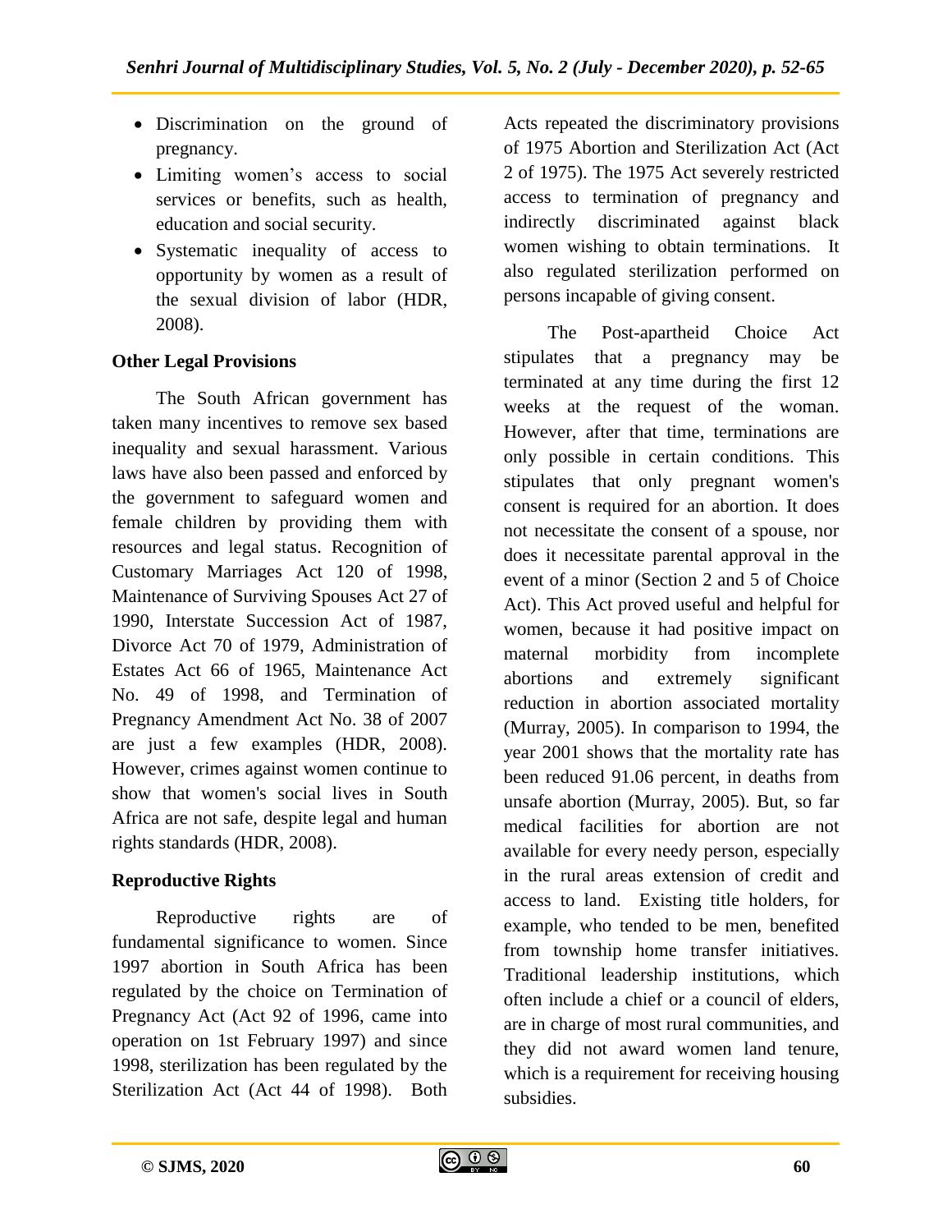- Discrimination on the ground of pregnancy.
- Limiting women's access to social services or benefits, such as health, education and social security.
- Systematic inequality of access to opportunity by women as a result of the sexual division of labor (HDR, 2008).

### Other Legal Provisions

The South African government has taken many incentives to remove sex based inequality and sexual harassment. Various laws have also been passed and enforced by the government to safeguard women and female children by providing them with resources and legal status. Recognition of Customary Marriages Act 120 of 1998, Maintenance of Surviving Spouses Act 27 of 1990, Interstate Succession Act of 1987, Divorce Act 70 of 1979, Administration of Estates Act 66 of 1965, Maintenance Act No. 49 of 1998, and Termination of Pregnancy Amendment Act No. 38 of 2007 are just a few examples (HDR, 2008). However, crimes against women continue to show that women's social lives in South Africa are not safe, despite legal and human rights standards (HDR, 2008).

### Reproductive Rights

Reproductive rights are of fundamental significance to women. Since 1997 abortion in South Africa has been regulated by the choice on Termination of Pregnancy Act (Act 92 of 1996, came into operation on 1st February 1997) and since 1998, sterilization has been regulated by the Sterilization Act (Act 44 of 1998). Both Acts repealed the discriminatory provisions of 1975 Abortion and Sterilization Act (Act 2 of 1975). The 1975 Act severely restricted access to termination of pregnancy and indirectly discriminated against black women wishing to obtain terminations. It also regulated sterilization performed on persons incapable of giving consent.

The Post-apartheid Choice Act stipulates that a pregnancy may be terminated at any time during the first 12 weeks at the request of the woman. However, after that time, terminations are only possible in certain conditions. This stipulates that only pregnant women's consent is required for an abortion. It does not necessitate the consent of a spouse, nor does it necessitate parental approval in the event of a minor (Section 2 and 5 of Choice Act). This Act proved useful and helpful for women, because it had positive impact on maternal morbidity from incomplete abortions and extremely significant reduction in abortion associated mortality (Murray, 2005). In comparison to 1994, the year 2001 shows that the mortality rate has been reduced 91.06 percent, in deaths from unsafe abortion (Murray, 2005). But, so far medical facilities for abortion are not available for every needy person, especially in the rural areas extension of credit and access to land. Existing title holders, for example, who tended to be men, benefited from township home transfer initiatives. Traditional leadership institutions, which often include a chief or a council of elders, are in charge of most rural communities, and they did not award women land tenure, which is a requirement for receiving housing subsidies.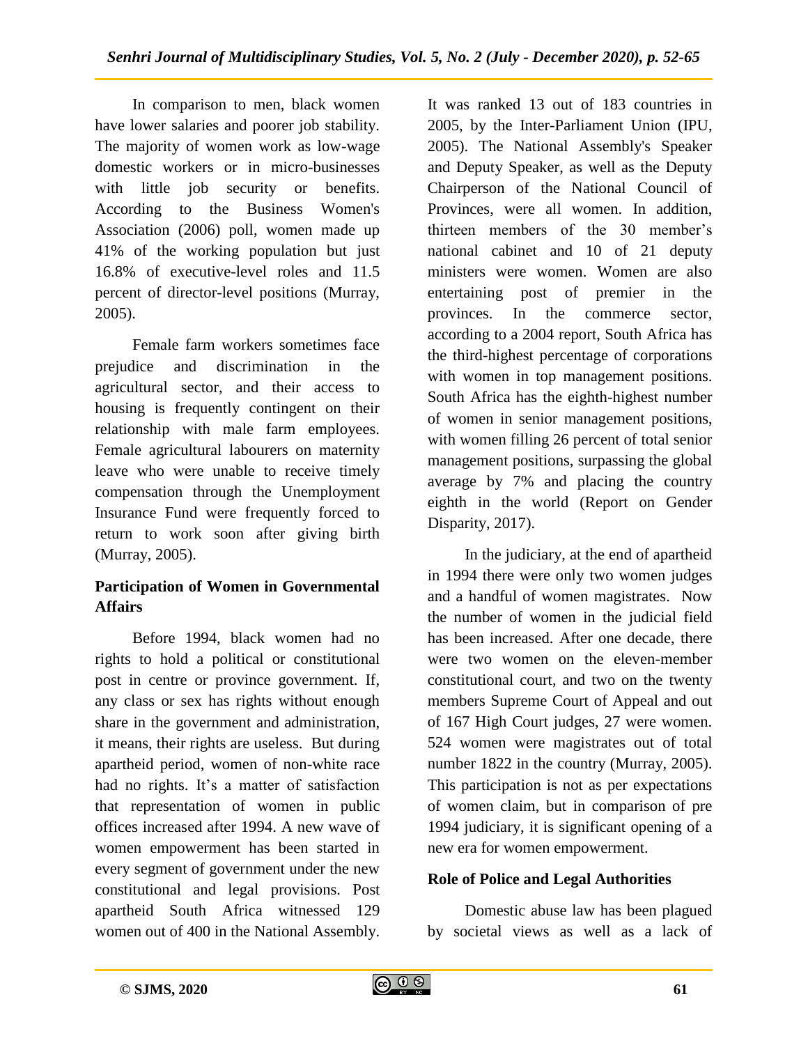In comparison to men, black women have lower salaries and poorer job stability. The majority of women work as low-wage domestic workers or in micro-businesses with little job security or benefits. According to the Business Women's Association (2006) poll, women made up 41% of the working population but just 16.8% of executive-level roles and 11.5 percent of director-level positions (Murray, 2005).

Female farm workers sometimes face prejudice and discrimination in the agricultural sector, and their access to housing is frequently contingent on their relationship with male farm employees. Female agricultural labourers on maternity leave who were unable to receive timely compensation through the Unemployment Insurance Fund were frequently forced to return to work soon after giving birth (Murray, 2005).

## Participation of Women in Governmental Affairs

Before 1994, black women had no rights to hold a political or constitutional post in centre or province government. If, any class or sex has rights without enough share in the government and administration, it means, their rights are useless. But during apartheid period, women of non-white race had no rights. It's a matter of satisfaction that representation of women in public offices increased after 1994. A new wave of women empowerment has been started in every segment of government under the new constitutional and legal provisions. Post apartheid South Africa witnessed 129 women out of 400 in the National Assembly. It was ranked 13 out of 183 countries in 2005, by the Inter-Parliament Union (IPU, 2005). The National Assembly's Speaker and Deputy Speaker, as well as the Deputy Chairperson of the National Council of Provinces, were all women. In addition, thirteen members of the 30 member's national cabinet and 10 of 21 deputy ministers were women. Women are also entertaining post of premier in the provinces. In the commerce sector, according to a 2004 report, South Africa has the third-highest percentage of corporations with women in top management positions. South Africa has the eighth-highest number of women in senior management positions, with women filling 26 percent of total senior management positions, surpassing the global average by 7% and placing the country eighth in the world (Report on Gender Disparity, 2017).

In the judiciary, at the end of apartheid in 1994 there were only two women judges and a handful of women magistrates. Now the number of women in the judicial field has been increased. After one decade, there were two women on the eleven-member constitutional court, and two on the twenty members Supreme Court of Appeal and out of 167 High Court judges, 27 were women. 524 women were magistrates out of total number 1822 in the country (Murray, 2005). This participation is not as per expectations of women claim, but in comparison of pre 1994 judiciary, it is significant opening of a new era for women empowerment.

## Role of Police and Legal Authorities

Domestic abuse law has been plagued by societal views as well as a lack of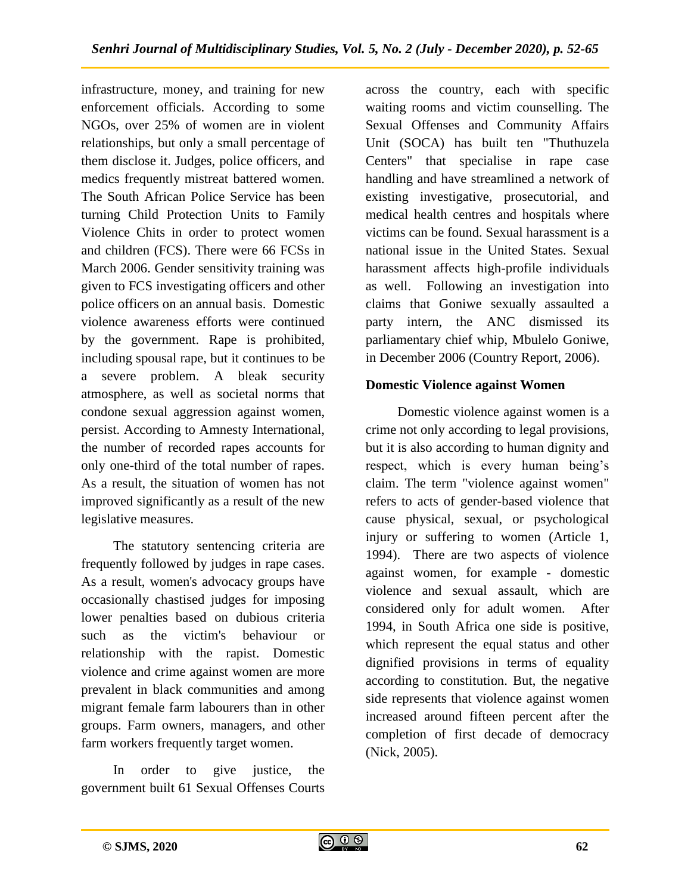infrastructure, money, and training for new enforcement officials. According to some NGOs, over 25% of women are in violent relationships, but only a small percentage of them disclose it. Judges, police officers, and medics frequently mistreat battered women. The South African Police Service has been turning Child Protection Units to Family Violence Chits in order to protect women and children (FCS). There were 66 FCSs in March 2006. Gender sensitivity training was given to FCS investigating officers and other police officers on an annual basis. Domestic violence awareness efforts were continued by the government. Rape is prohibited, including spousal rape, but it continues to be a severe problem. A bleak security atmosphere, as well as societal norms that condone sexual aggression against women, persist. According to Amnesty International, the number of recorded rapes accounts for only one-third of the total number of rapes. As a result, the situation of women has not improved significantly as a result of the new legislative measures.

The statutory sentencing criteria are frequently followed by judges in rape cases. As a result, women's advocacy groups have occasionally chastised judges for imposing lower penalties based on dubious criteria such as the victim's behaviour or relationship with the rapist. Domestic violence and crime against women are more prevalent in black communities and among migrant female farm labourers than in other groups. Farm owners, managers, and other farm workers frequently target women.

In order to give justice, the government built 61 Sexual Offenses Courts across the country, each with specific waiting rooms and victim counselling. The Sexual Offenses and Community Affairs Unit (SOCA) has built ten "Thuthuzela Centers" that specialise in rape case handling and have streamlined a network of existing investigative, prosecutorial, and medical health centres and hospitals where victims can be found. Sexual harassment is a national issue in the United States. Sexual harassment affects high-profile individuals as well. Following an investigation into claims that Goniwe sexually assaulted a party intern, the ANC dismissed its parliamentary chief whip, Mbulelo Goniwe, in December 2006 (Country Report, 2006).

**Domestic Violence against Women**

Domestic violence against women is a crime not only according to legal provisions, but it is also according to human dignity and respect, which is every human being's claim. The term "violence against women" refers to acts of gender-based violence that cause physical, sexual, or psychological injury or suffering to women (Article 1, 1994). There are two aspects of violence against women, for example - domestic violence and sexual assault, which are considered only for adult women. After 1994, in South Africa one side is positive, which represent the equal status and other dignified provisions in terms of equality according to constitution. But, the negative side represents that violence against women increased around fifteen percent after the completion of first decade of democracy (Nick, 2005).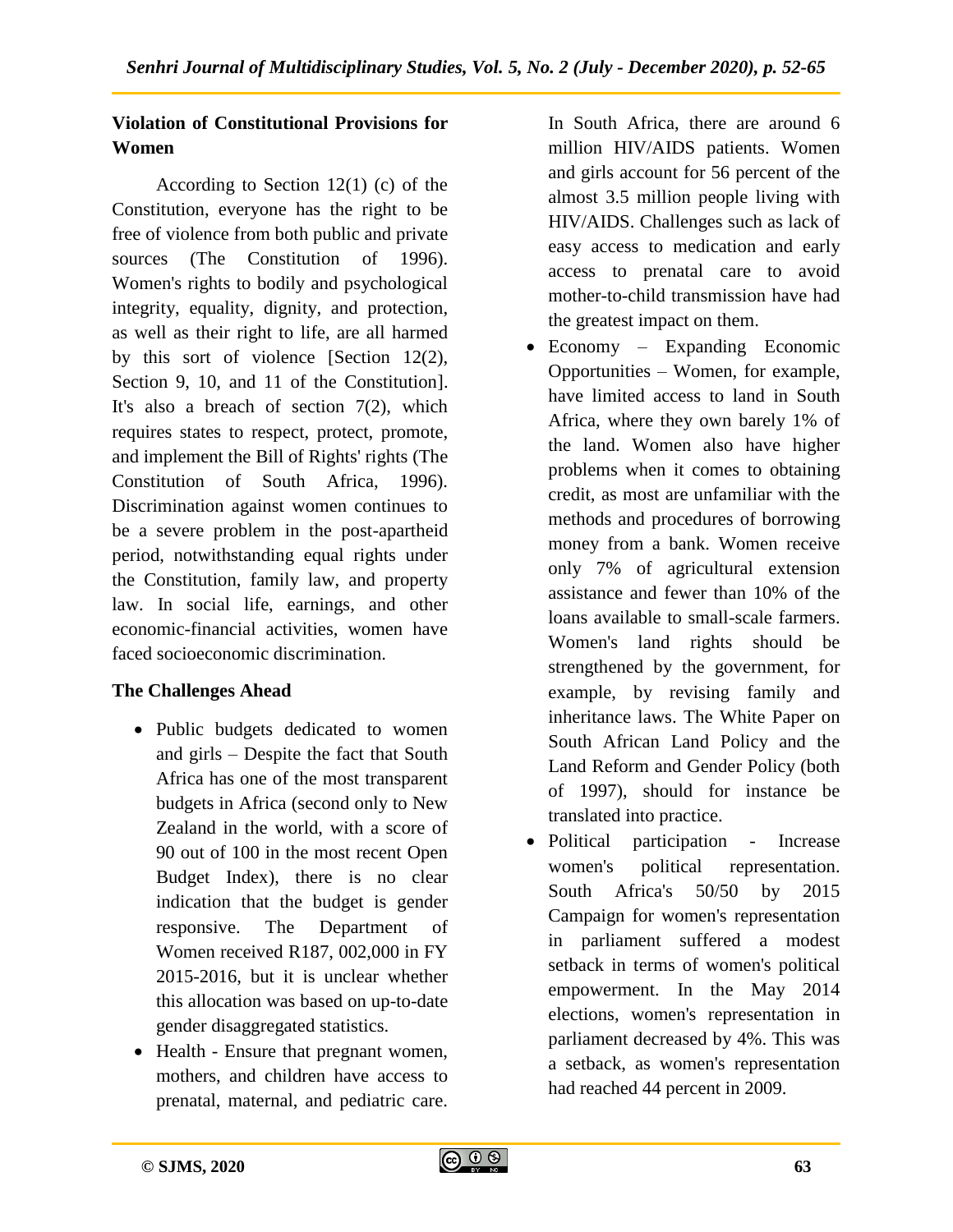## Violation of Constitutional Provisions for Women

According to Section 12(1) (c) of the Constitution, everyone has the right to be free of violence from both public and private sources (The Constitution of 1996). Women's rights to bodily and psychological integrity, equality, dignity, and protection, as well as their right to life, are all harmed by this sort of violence [Section 12(2), Section 9, 10, and 11 of the Constitution]. It's also a breach of section 7(2), which requires states to respect, protect, promote, and implement the Bill of Rights' rights (The Constitution of South Africa, 1996). Discrimination against women continues to be a severe problem in the post-apartheid period, notwithstanding equal rights under the Constitution, family law, and property law. In social life, earnings, and other economic-financial activities, women have faced socioeconomic discrimination.

## The Challenges Ahead

- Public budgets dedicated to women and girls – Despite the fact that South Africa has one of the most transparent budgets in Africa (second only to New Zealand in the world, with a score of 90 out of 100 in the most recent Open Budget Index), there is no clear indication that the budget is gender responsive. The Department of Women received R187, 002,000 in FY 2015-2016, but it is unclear whether this allocation was based on up-to-date gender disaggregated statistics.
- Health - Ensure that pregnant women, mothers, and children have access to prenatal, maternal, and pediatric care. In South Africa, there are around 6 million HIV/AIDS patients. Women and girls account for 56 percent of the almost 3.5 million people living with HIV/AIDS. Challenges such as lack of easy access to medication and early access to prenatal care to avoid mother-to-child transmission have had the greatest impact on them.
- Economy – Expanding Economic Opportunities – Women, for example, have limited access to land in South Africa, where they own barely 1% of the land. Women also have higher problems when it comes to obtaining credit, as most are unfamiliar with the methods and procedures of borrowing money from a bank. Women receive only 7% of agricultural extension assistance and fewer than 10% of the loans available to small-scale farmers. Women's land rights should be strengthened by the government, for example, by revising family and inheritance laws. The White Paper on South African Land Policy and the Land Reform and Gender Policy (both of 1997), should for instance be translated into practice.
- Political participation - Increase women's political representation. South Africa's 50/50 by 2015 Campaign for women's representation in parliament suffered a modest setback in terms of women's political empowerment. In the May 2014 elections, women's representation in parliament decreased by 4%. This was a setback, as women's representation had reached 44 percent in 2009.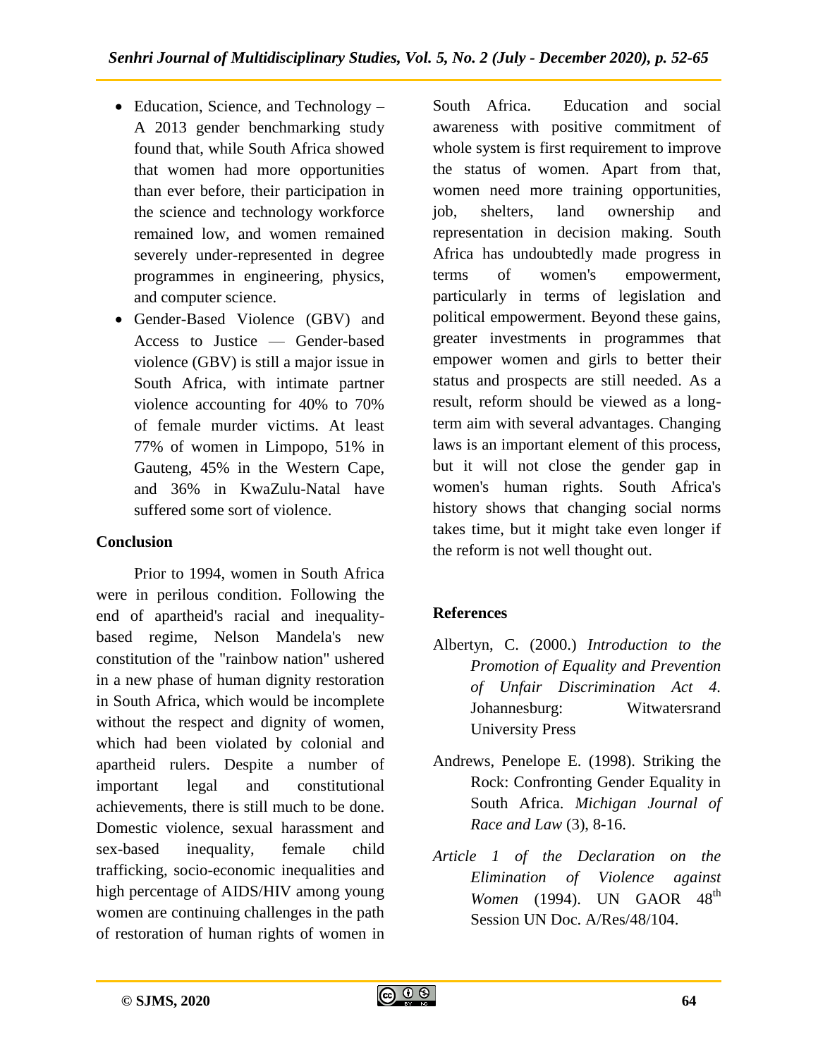- Education, Science, and Technology – A 2013 gender benchmarking study found that, while South Africa showed that women had more opportunities than ever before, their participation in the science and technology workforce remained low, and women remained severely under-represented in degree programmes in engineering, physics, and computer science.
- Gender-Based Violence (GBV) and Access to Justice — Gender-based violence (GBV) is still a major issue in South Africa, with intimate partner violence accounting for 40% to 70% of female murder victims. At least 77% of women in Limpopo, 51% in Gauteng, 45% in the Western Cape, and 36% in KwaZulu-Natal have suffered some sort of violence.

## Conclusion

Prior to 1994, women in South Africa were in perilous condition. Following the end of apartheid's racial and inequality-based regime, Nelson Mandela's new constitution of the "rainbow nation" ushered in a new phase of human dignity restoration in South Africa, which would be incomplete without the respect and dignity of women, which had been violated by colonial and apartheid rulers. Despite a number of important legal and constitutional achievements, there is still much to be done. Domestic violence, sexual harassment and sex-based inequality, female child trafficking, socio-economic inequalities and high percentage of AIDS/HIV among young women are continuing challenges in the path of restoration of human rights of women in South Africa. Education and social awareness with positive commitment of whole system is first requirement to improve the status of women. Apart from that, women need more training opportunities, job, shelters, land ownership and representation in decision making. South Africa has undoubtedly made progress in terms of women's empowerment, particularly in terms of legislation and political empowerment. Beyond these gains, greater investments in programmes that empower women and girls to better their status and prospects are still needed. As a result, reform should be viewed as a long-term aim with several advantages. Changing laws is an important element of this process, but it will not close the gender gap in women's human rights. South Africa's history shows that changing social norms takes time, but it might take even longer if the reform is not well thought out.

## References

Albertyn, C. (2000.) *Introduction to the Promotion of Equality and Prevention of Unfair Discrimination Act 4.* Johannesburg: Witwatersrand University Press

Andrews, Penelope E. (1998). Striking the Rock: Confronting Gender Equality in South Africa. *Michigan Journal of Race and Law* (3), 8-16.

*Article 1 of the Declaration on the Elimination of Violence against Women* (1994). UN GAOR 48th Session UN Doc. A/Res/48/104.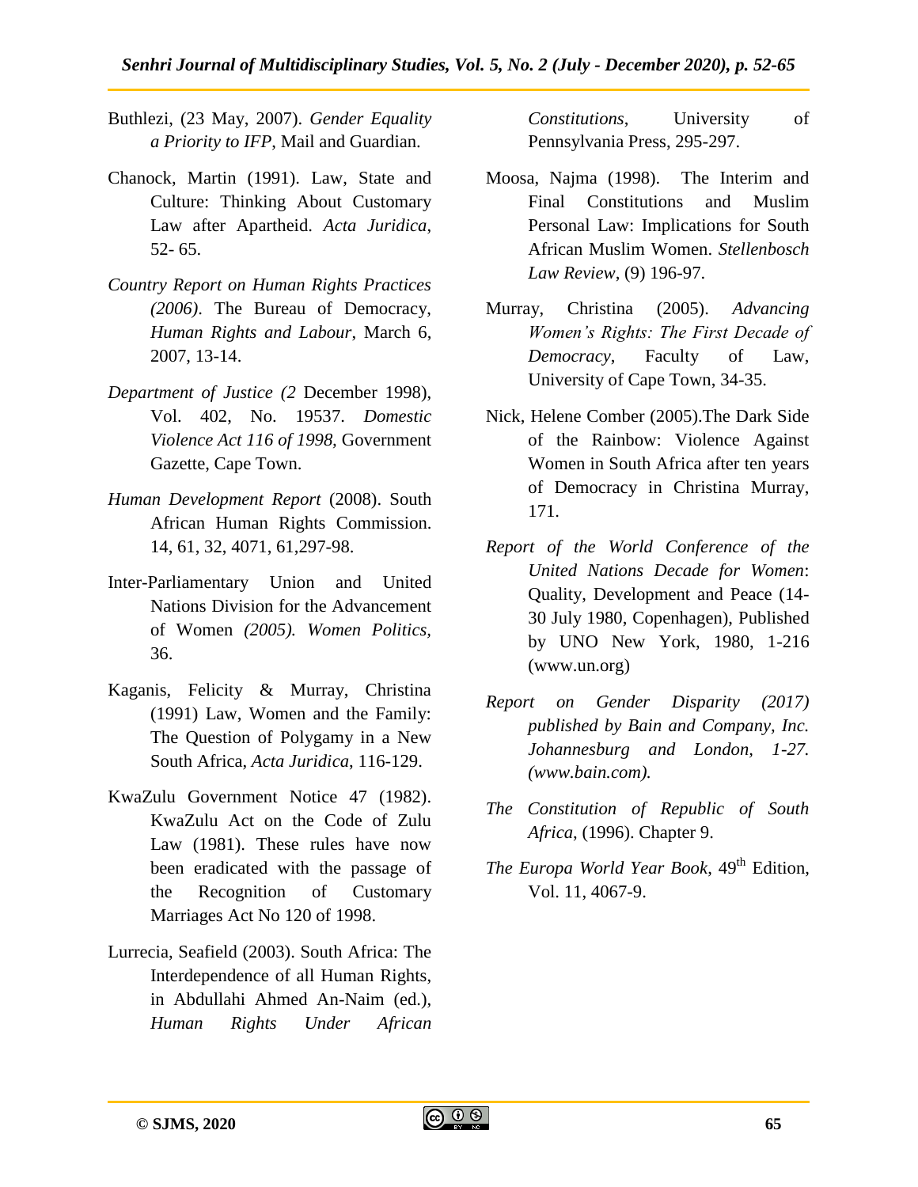Buthlezi, (23 May, 2007). *Gender Equality a Priority to IFP*, Mail and Guardian.

Chanock, Martin (1991). Law, State and Culture: Thinking About Customary Law after Apartheid. *Acta Juridica*, 52- 65.

*Country Report on Human Rights Practices (2006)*. The Bureau of Democracy, *Human Rights and Labour*, March 6, 2007, 13-14.

*Department of Justice (2* December 1998), Vol. 402, No. 19537. *Domestic Violence Act 116 of 1998,* Government Gazette, Cape Town.

*Human Development Report* (2008). South African Human Rights Commission. 14, 61, 32, 4071, 61,297-98.

Inter-Parliamentary Union and United Nations Division for the Advancement of Women *(2005). Women Politics,* 36.

Kaganis, Felicity & Murray, Christina (1991) Law, Women and the Family: The Question of Polygamy in a New South Africa, *Acta Juridica*, 116-129.

KwaZulu Government Notice 47 (1982). KwaZulu Act on the Code of Zulu Law (1981). These rules have now been eradicated with the passage of the Recognition of Customary Marriages Act No 120 of 1998.

Lurrecia, Seafield (2003). South Africa: The Interdependence of all Human Rights, in Abdullahi Ahmed An-Naim (ed.), *Human Rights Under African Constitutions*, University of Pennsylvania Press, 295-297.

Moosa, Najma (1998). The Interim and Final Constitutions and Muslim Personal Law: Implications for South African Muslim Women. *Stellenbosch Law Review*, (9) 196-97.

Murray, Christina (2005). *Advancing Women's Rights: The First Decade of Democracy*, Faculty of Law, University of Cape Town, 34-35.

Nick, Helene Comber (2005).The Dark Side of the Rainbow: Violence Against Women in South Africa after ten years of Democracy in Christina Murray, 171.

*Report of the World Conference of the United Nations Decade for Women*: Quality, Development and Peace (14-30 July 1980, Copenhagen), Published by UNO New York, 1980, 1-216 (www.un.org)

*Report on Gender Disparity (2017) published by Bain and Company, Inc. Johannesburg and London, 1-27. (www.bain.com).*

*The Constitution of Republic of South Africa*, (1996). Chapter 9.

*The Europa World Year Book*, 49th Edition, Vol. 11, 4067-9.